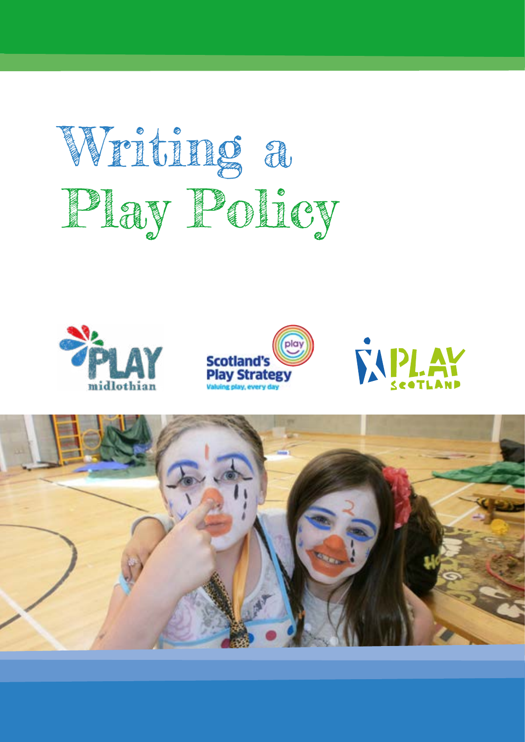# Writing a Play Policy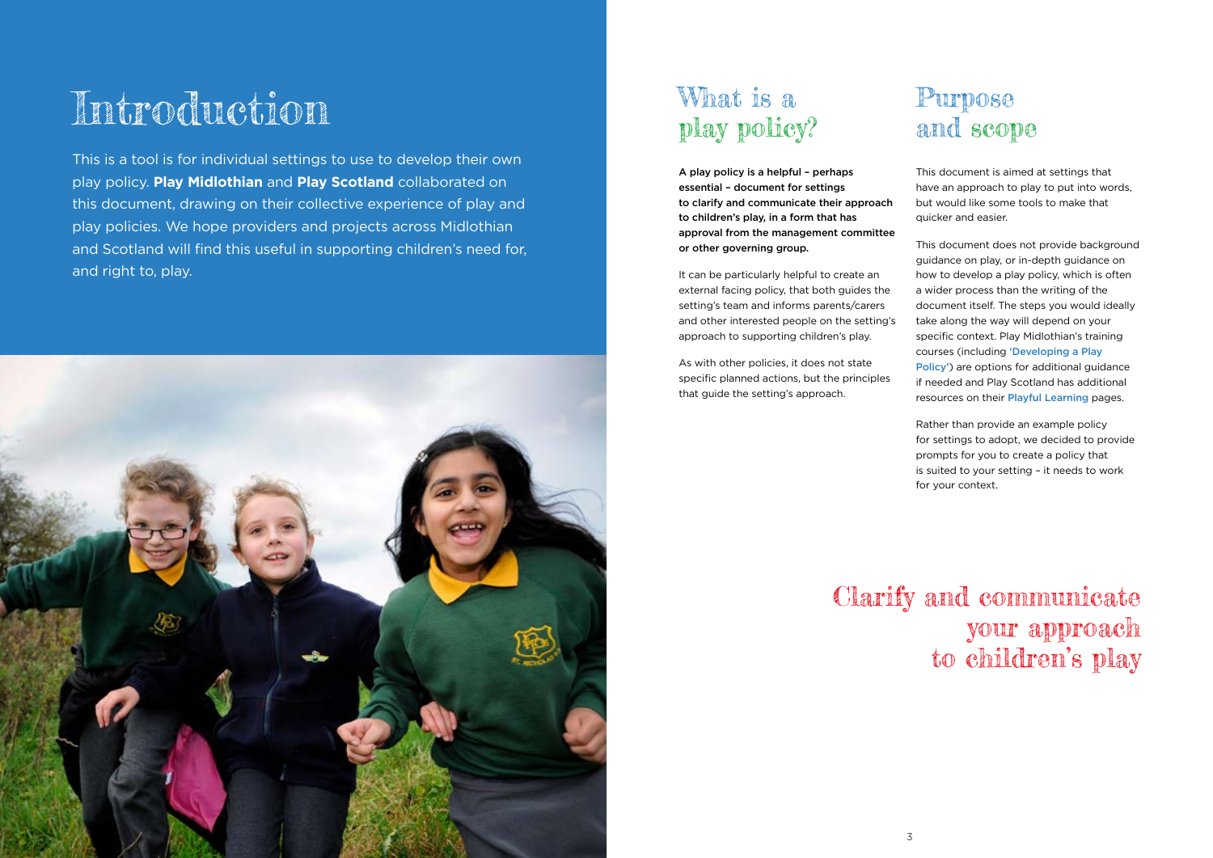# Introduction

This is a tool is for individual settings to use to develop their own play policy. **Play Midlothian** and **Play Scotland** collaborated on this document, drawing on their collective experience of play and play policies. We hope providers and projects across Midlothian and Scotland will find this useful in supporting children's need for, and right to, play.

## What is a play policy?

**A play policy is a helpful – perhaps essential – document for settings to clarify and communicate their approach to children's play, in a form that has approval from the management committee or other governing group.**

It can be particularly helpful to create an external facing policy, that both guides the setting's team and informs parents/carers and other interested people on the setting's approach to supporting children's play.

As with other policies, it does not state specific planned actions, but the principles that guide the setting's approach.

## Purpose and scope

This document is aimed at settings that have an approach to play to put into words, but would like some tools to make that quicker and easier.

This document does not provide background guidance on play, or in-depth guidance on how to develop a play policy, which is often a wider process than the writing of the document itself. The steps you would ideally take along the way will depend on your specific context. Play Midlothian's training courses (including **'Developing a Play Policy'**) are options for additional guidance if needed and Play Scotland has additional resources on their **Playful Learning** pages.

Rather than provide an example policy for settings to adopt, we decided to provide prompts for you to create a policy that is suited to your setting – it needs to work for your context.

Clarify and communicate your approach to children's play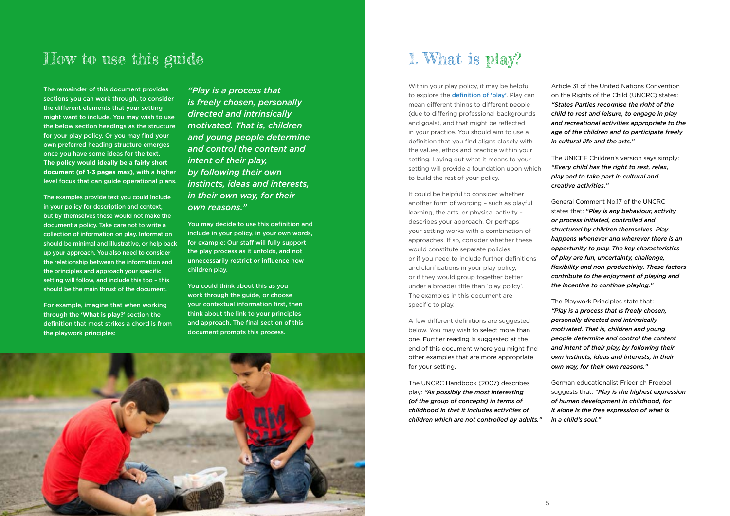## How to use this guide

The remainder of this document provides sections you can work through, to consider the different elements that your setting might want to include. You may wish to use the below section headings as the structure for your play policy. Or you may find your own preferred heading structure emerges once you have some ideas for the text. **The policy would ideally be a fairly short document (of 1-3 pages max)**, with a higher level focus that can guide operational plans.

The examples provide text you could include in your policy for description and context, but by themselves these would not make the document a policy. Take care not to write a collection of information on play. Information should be minimal and illustrative, or help back up your approach. You also need to consider the relationship between the information and the principles and approach your specific setting will follow, and include this too – this should be the main thrust of the document.

For example, imagine that when working through the **'What is play?'** section the definition that most strikes a chord is from the playwork principles:

*"Play is a process that is freely chosen, personally directed and intrinsically motivated. That is, children and young people determine and control the content and intent of their play, by following their own instincts, ideas and interests, in their own way, for their own reasons."*

You may decide to use this definition and include in your policy, in your own words, for example: Our staff will fully support the play process as it unfolds, and not unnecessarily restrict or influence how children play.

You could think about this as you work through the guide, or choose your contextual information first, then think about the link to your principles and approach. The final section of this document prompts this process.

## 1. What is play?

Within your play policy, it may be helpful to explore the definition of 'play'. Play can mean different things to different people (due to differing professional backgrounds and goals), and that might be reflected in your practice. You should aim to use a definition that you find aligns closely with the values, ethos and practice within your setting. Laying out what it means to your setting will provide a foundation upon which to build the rest of your policy.

It could be helpful to consider whether another form of wording – such as playful learning, the arts, or physical activity – describes your approach. Or perhaps your setting works with a combination of approaches. If so, consider whether these would constitute separate policies, or if you need to include further definitions and clarifications in your play policy, or if they would group together better under a broader title than 'play policy'. The examples in this document are specific to play.

A few different definitions are suggested below. You may wish to select more than one. Further reading is suggested at the end of this document where you might find other examples that are more appropriate for your setting.

The UNCRC Handbook (2007) describes play: ***"As possibly the most interesting (of the group of concepts) in terms of childhood in that it includes activities of children which are not controlled by adults."***

Article 31 of the United Nations Convention on the Rights of the Child (UNCRC) states: ***"States Parties recognise the right of the child to rest and leisure, to engage in play and recreational activities appropriate to the age of the children and to participate freely in cultural life and the arts."***

The UNICEF Children's version says simply: ***"Every child has the right to rest, relax, play and to take part in cultural and creative activities."***

General Comment No.17 of the UNCRC states that: ***"Play is any behaviour, activity or process initiated, controlled and structured by children themselves. Play happens whenever and wherever there is an opportunity to play. The key characteristics of play are fun, uncertainty, challenge, flexibility and non-productivity. These factors contribute to the enjoyment of playing and the incentive to continue playing."***

The Playwork Principles state that: ***"Play is a process that is freely chosen, personally directed and intrinsically motivated. That is, children and young people determine and control the content and intent of their play, by following their own instincts, ideas and interests, in their own way, for their own reasons."***

German educationalist Friedrich Froebel suggests that: ***"Play is the highest expression of human development in childhood, for it alone is the free expression of what is in a child's soul."***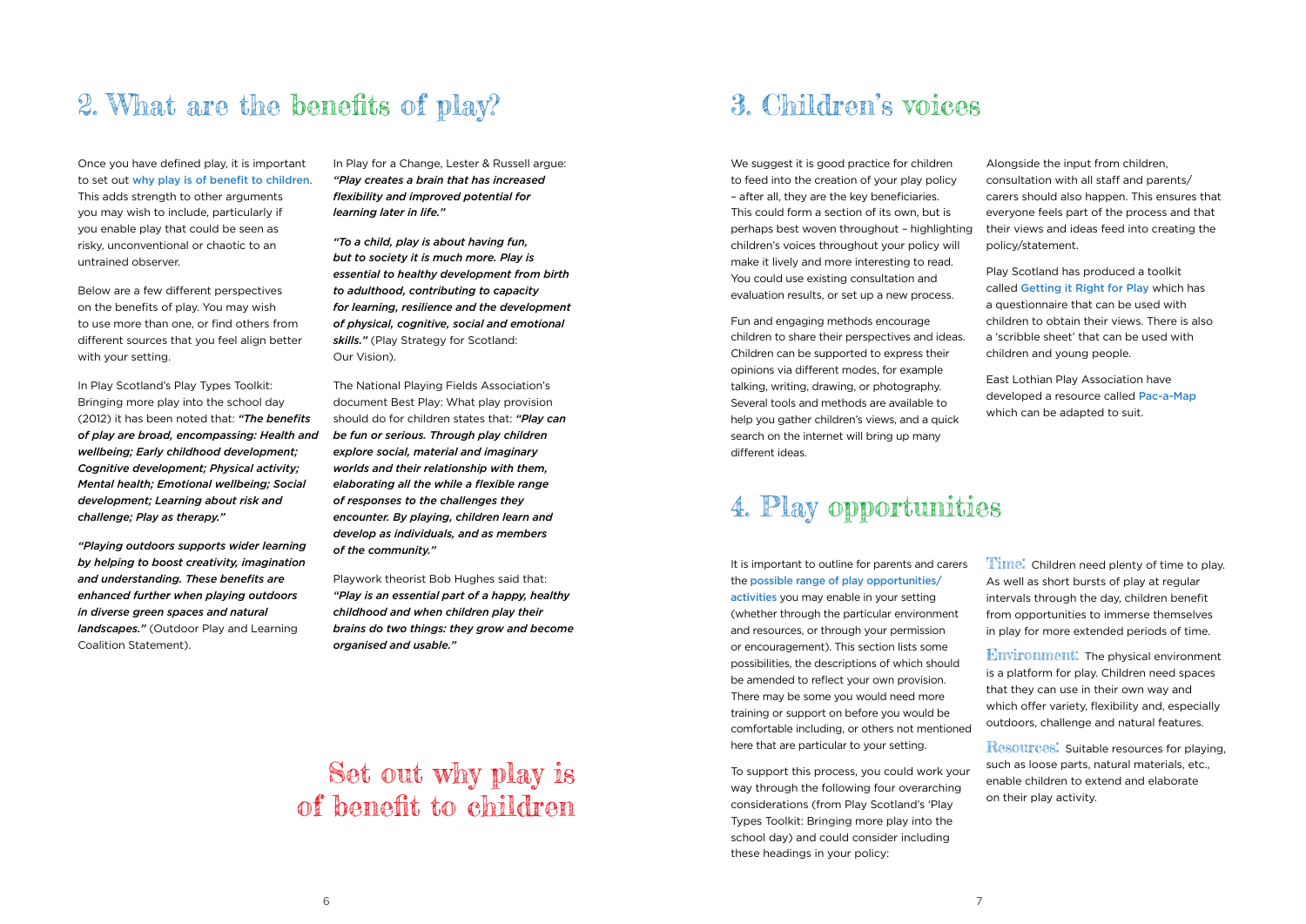## 2. What are the benefits of play?

Once you have defined play, it is important to set out **why play is of benefit to children**. This adds strength to other arguments you may wish to include, particularly if you enable play that could be seen as risky, unconventional or chaotic to an untrained observer.

Below are a few different perspectives on the benefits of play. You may wish to use more than one, or find others from different sources that you feel align better with your setting.

In Play Scotland's Play Types Toolkit: Bringing more play into the school day (2012) it has been noted that: ***"The benefits of play are broad, encompassing: Health and wellbeing; Early childhood development; Cognitive development; Physical activity; Mental health; Emotional wellbeing; Social development; Learning about risk and challenge; Play as therapy."***

***"Playing outdoors supports wider learning by helping to boost creativity, imagination and understanding. These benefits are enhanced further when playing outdoors in diverse green spaces and natural landscapes."*** (Outdoor Play and Learning Coalition Statement).

In Play for a Change, Lester & Russell argue: ***"Play creates a brain that has increased flexibility and improved potential for learning later in life."***

***"To a child, play is about having fun, but to society it is much more. Play is essential to healthy development from birth to adulthood, contributing to capacity for learning, resilience and the development of physical, cognitive, social and emotional skills."*** (Play Strategy for Scotland: Our Vision).

The National Playing Fields Association's document Best Play: What play provision should do for children states that: ***"Play can be fun or serious. Through play children explore social, material and imaginary worlds and their relationship with them, elaborating all the while a flexible range of responses to the challenges they encounter. By playing, children learn and develop as individuals, and as members of the community."***

Playwork theorist Bob Hughes said that: ***"Play is an essential part of a happy, healthy childhood and when children play their brains do two things: they grow and become organised and usable."***

Set out why play is of benefit to children

## 3. Children's voices

We suggest it is good practice for children to feed into the creation of your play policy – after all, they are the key beneficiaries. This could form a section of its own, but is perhaps best woven throughout – highlighting children's voices throughout your policy will make it lively and more interesting to read. You could use existing consultation and evaluation results, or set up a new process.

Fun and engaging methods encourage children to share their perspectives and ideas. Children can be supported to express their opinions via different modes, for example talking, writing, drawing, or photography. Several tools and methods are available to help you gather children's views, and a quick search on the internet will bring up many different ideas.

Alongside the input from children, consultation with all staff and parents/carers should also happen. This ensures that everyone feels part of the process and that their views and ideas feed into creating the policy/statement.

Play Scotland has produced a toolkit called **Getting it Right for Play** which has a questionnaire that can be used with children to obtain their views. There is also a 'scribble sheet' that can be used with children and young people.

East Lothian Play Association have developed a resource called **Pac-a-Map** which can be adapted to suit.

## 4. Play opportunities

It is important to outline for parents and carers the **possible range of play opportunities/activities** you may enable in your setting (whether through the particular environment and resources, or through your permission or encouragement). This section lists some possibilities, the descriptions of which should be amended to reflect your own provision. There may be some you would need more training or support on before you would be comfortable including, or others not mentioned here that are particular to your setting.

To support this process, you could work your way through the following four overarching considerations (from Play Scotland's 'Play Types Toolkit: Bringing more play into the school day) and could consider including these headings in your policy:

**Time:** Children need plenty of time to play. As well as short bursts of play at regular intervals through the day, children benefit from opportunities to immerse themselves in play for more extended periods of time.

**Environment:** The physical environment is a platform for play. Children need spaces that they can use in their own way and which offer variety, flexibility and, especially outdoors, challenge and natural features.

**Resources:** Suitable resources for playing, such as loose parts, natural materials, etc., enable children to extend and elaborate on their play activity.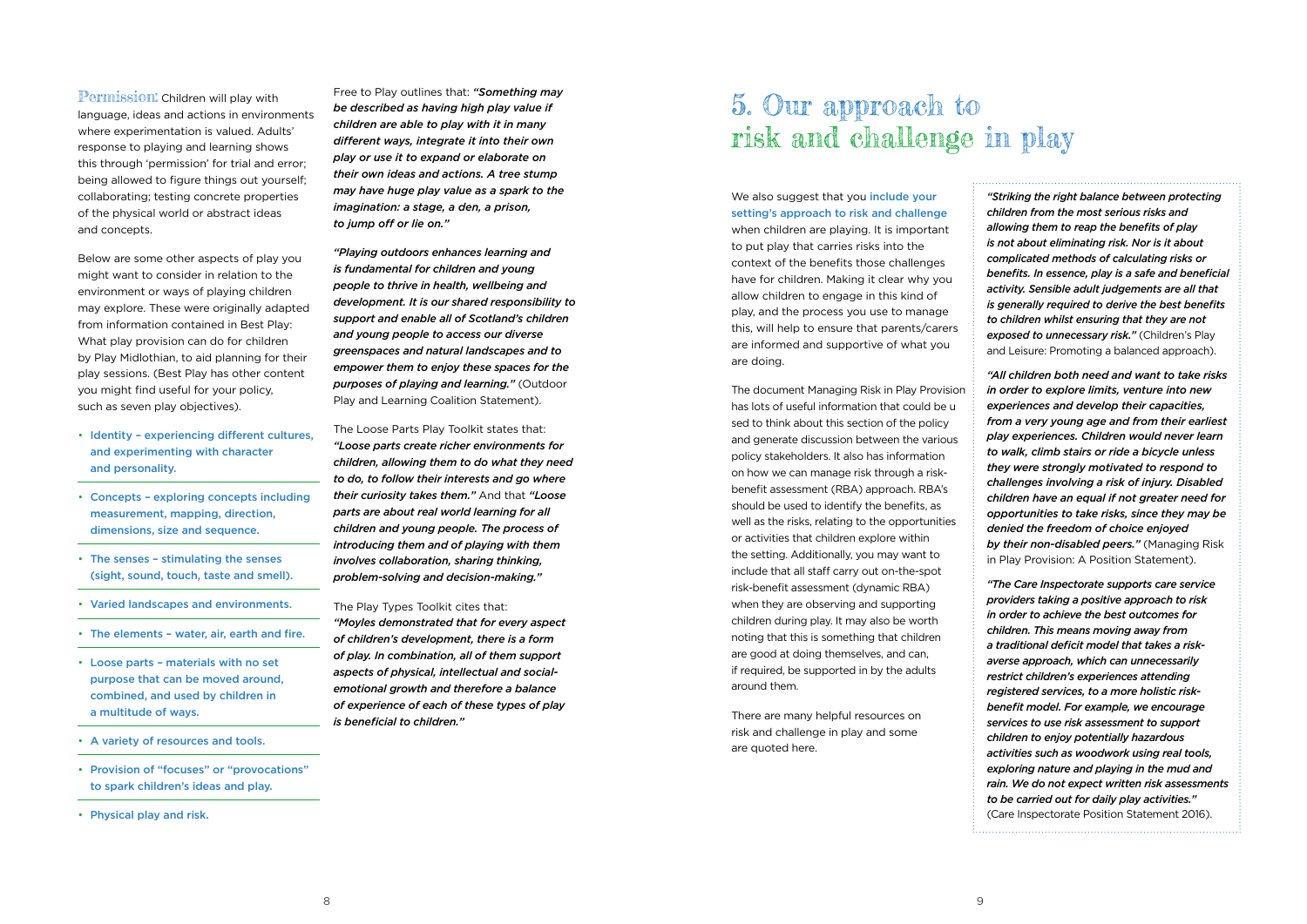**Permission:** Children will play with language, ideas and actions in environments where experimentation is valued. Adults' response to playing and learning shows this through 'permission' for trial and error; being allowed to figure things out yourself; collaborating; testing concrete properties of the physical world or abstract ideas and concepts.

Below are some other aspects of play you might want to consider in relation to the environment or ways of playing children may explore. These were originally adapted from information contained in Best Play: What play provision can do for children by Play Midlothian, to aid planning for their play sessions. (Best Play has other content you might find useful for your policy, such as seven play objectives).

- Identity – experiencing different cultures, and experimenting with character and personality.
- Concepts – exploring concepts including measurement, mapping, direction, dimensions, size and sequence.
- The senses – stimulating the senses (sight, sound, touch, taste and smell).
- Varied landscapes and environments.
- The elements – water, air, earth and fire.
- Loose parts – materials with no set purpose that can be moved around, combined, and used by children in a multitude of ways.
- A variety of resources and tools.
- Provision of "focuses" or "provocations" to spark children's ideas and play.
- Physical play and risk.

Free to Play outlines that: ***"Something may be described as having high play value if children are able to play with it in many different ways, integrate it into their own play or use it to expand or elaborate on their own ideas and actions. A tree stump may have huge play value as a spark to the imagination: a stage, a den, a prison, to jump off or lie on."***

***"Playing outdoors enhances learning and is fundamental for children and young people to thrive in health, wellbeing and development. It is our shared responsibility to support and enable all of Scotland's children and young people to access our diverse greenspaces and natural landscapes and to empower them to enjoy these spaces for the purposes of playing and learning."*** (Outdoor Play and Learning Coalition Statement).

The Loose Parts Play Toolkit states that: ***"Loose parts create richer environments for children, allowing them to do what they need to do, to follow their interests and go where their curiosity takes them."*** And that ***"Loose parts are about real world learning for all children and young people. The process of introducing them and of playing with them involves collaboration, sharing thinking, problem-solving and decision-making."***

The Play Types Toolkit cites that: ***"Moyles demonstrated that for every aspect of children's development, there is a form of play. In combination, all of them support aspects of physical, intellectual and social-emotional growth and therefore a balance of experience of each of these types of play is beneficial to children."***

# 5. Our approach to risk and challenge in play

We also suggest that you include your setting's approach to risk and challenge when children are playing. It is important to put play that carries risks into the context of the benefits those challenges have for children. Making it clear why you allow children to engage in this kind of play, and the process you use to manage this, will help to ensure that parents/carers are informed and supportive of what you are doing.

The document Managing Risk in Play Provision has lots of useful information that could be u sed to think about this section of the policy and generate discussion between the various policy stakeholders. It also has information on how we can manage risk through a risk-benefit assessment (RBA) approach. RBA's should be used to identify the benefits, as well as the risks, relating to the opportunities or activities that children explore within the setting. Additionally, you may want to include that all staff carry out on-the-spot risk-benefit assessment (dynamic RBA) when they are observing and supporting children during play. It may also be worth noting that this is something that children are good at doing themselves, and can, if required, be supported in by the adults around them.

There are many helpful resources on risk and challenge in play and some are quoted here.

***"Striking the right balance between protecting children from the most serious risks and allowing them to reap the benefits of play is not about eliminating risk. Nor is it about complicated methods of calculating risks or benefits. In essence, play is a safe and beneficial activity. Sensible adult judgements are all that is generally required to derive the best benefits to children whilst ensuring that they are not exposed to unnecessary risk."*** (Children's Play and Leisure: Promoting a balanced approach).

***"All children both need and want to take risks in order to explore limits, venture into new experiences and develop their capacities, from a very young age and from their earliest play experiences. Children would never learn to walk, climb stairs or ride a bicycle unless they were strongly motivated to respond to challenges involving a risk of injury. Disabled children have an equal if not greater need for opportunities to take risks, since they may be denied the freedom of choice enjoyed by their non-disabled peers."*** (Managing Risk in Play Provision: A Position Statement).

***"The Care Inspectorate supports care service providers taking a positive approach to risk in order to achieve the best outcomes for children. This means moving away from a traditional deficit model that takes a risk-averse approach, which can unnecessarily restrict children's experiences attending registered services, to a more holistic risk-benefit model. For example, we encourage services to use risk assessment to support children to enjoy potentially hazardous activities such as woodwork using real tools, exploring nature and playing in the mud and rain. We do not expect written risk assessments to be carried out for daily play activities."*** (Care Inspectorate Position Statement 2016).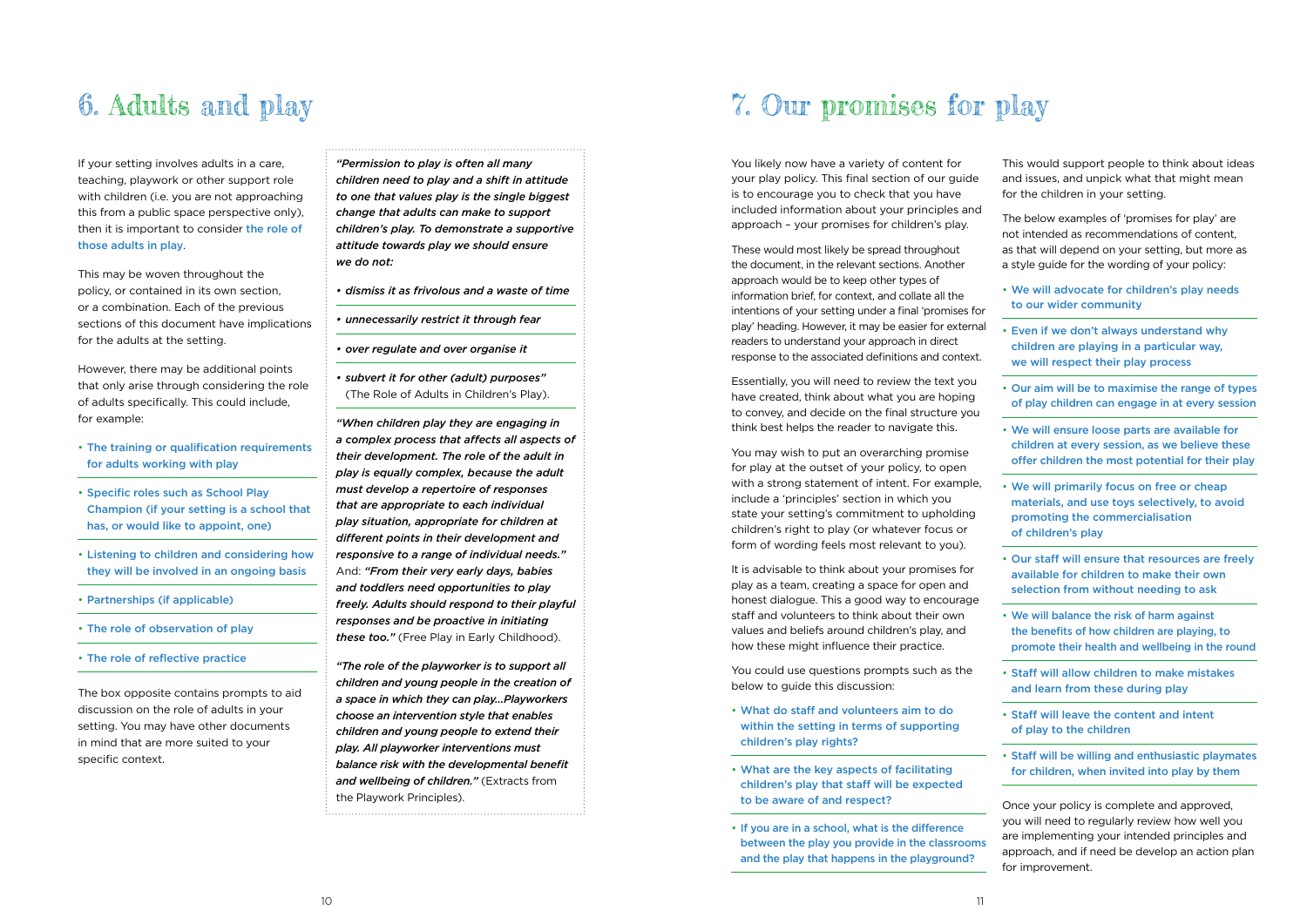# 6. Adults and play

If your setting involves adults in a care, teaching, playwork or other support role with children (i.e. you are not approaching this from a public space perspective only), then it is important to consider the role of those adults in play.

This may be woven throughout the policy, or contained in its own section, or a combination. Each of the previous sections of this document have implications for the adults at the setting.

However, there may be additional points that only arise through considering the role of adults specifically. This could include, for example:

- The training or qualification requirements for adults working with play
- Specific roles such as School Play Champion (if your setting is a school that has, or would like to appoint, one)
- Listening to children and considering how they will be involved in an ongoing basis
- Partnerships (if applicable)
- The role of observation of play
- The role of reflective practice

The box opposite contains prompts to aid discussion on the role of adults in your setting. You may have other documents in mind that are more suited to your specific context.

***"Permission to play is often all many children need to play and a shift in attitude to one that values play is the single biggest change that adults can make to support children's play. To demonstrate a supportive attitude towards play we should ensure we do not:***

- ***dismiss it as frivolous and a waste of time***
- ***unnecessarily restrict it through fear***
- ***over regulate and over organise it***
- ***subvert it for other (adult) purposes"*** (The Role of Adults in Children's Play).

***"When children play they are engaging in a complex process that affects all aspects of their development. The role of the adult in play is equally complex, because the adult must develop a repertoire of responses that are appropriate to each individual play situation, appropriate for children at different points in their development and responsive to a range of individual needs."*** And: ***"From their very early days, babies and toddlers need opportunities to play freely. Adults should respond to their playful responses and be proactive in initiating these too."*** (Free Play in Early Childhood).

***"The role of the playworker is to support all children and young people in the creation of a space in which they can play...Playworkers choose an intervention style that enables children and young people to extend their play. All playworker interventions must balance risk with the developmental benefit and wellbeing of children."*** (Extracts from the Playwork Principles).

# 7. Our promises for play

You likely now have a variety of content for your play policy. This final section of our guide is to encourage you to check that you have included information about your principles and approach – your promises for children's play.

These would most likely be spread throughout the document, in the relevant sections. Another approach would be to keep other types of information brief, for context, and collate all the intentions of your setting under a final 'promises for play' heading. However, it may be easier for external readers to understand your approach in direct response to the associated definitions and context.

Essentially, you will need to review the text you have created, think about what you are hoping to convey, and decide on the final structure you think best helps the reader to navigate this.

You may wish to put an overarching promise for play at the outset of your policy, to open with a strong statement of intent. For example, include a 'principles' section in which you state your setting's commitment to upholding children's right to play (or whatever focus or form of wording feels most relevant to you).

It is advisable to think about your promises for play as a team, creating a space for open and honest dialogue. This a good way to encourage staff and volunteers to think about their own values and beliefs around children's play, and how these might influence their practice.

You could use questions prompts such as the below to guide this discussion:

- What do staff and volunteers aim to do within the setting in terms of supporting children's play rights?
- What are the key aspects of facilitating children's play that staff will be expected to be aware of and respect?
- If you are in a school, what is the difference between the play you provide in the classrooms and the play that happens in the playground?

This would support people to think about ideas and issues, and unpick what that might mean for the children in your setting.

The below examples of 'promises for play' are not intended as recommendations of content, as that will depend on your setting, but more as a style guide for the wording of your policy:

- We will advocate for children's play needs to our wider community
- Even if we don't always understand why children are playing in a particular way, we will respect their play process
- Our aim will be to maximise the range of types of play children can engage in at every session
- We will ensure loose parts are available for children at every session, as we believe these offer children the most potential for their play
- We will primarily focus on free or cheap materials, and use toys selectively, to avoid promoting the commercialisation of children's play
- Our staff will ensure that resources are freely available for children to make their own selection from without needing to ask
- We will balance the risk of harm against the benefits of how children are playing, to promote their health and wellbeing in the round
- Staff will allow children to make mistakes and learn from these during play
- Staff will leave the content and intent of play to the children
- Staff will be willing and enthusiastic playmates for children, when invited into play by them

Once your policy is complete and approved, you will need to regularly review how well you are implementing your intended principles and approach, and if need be develop an action plan for improvement.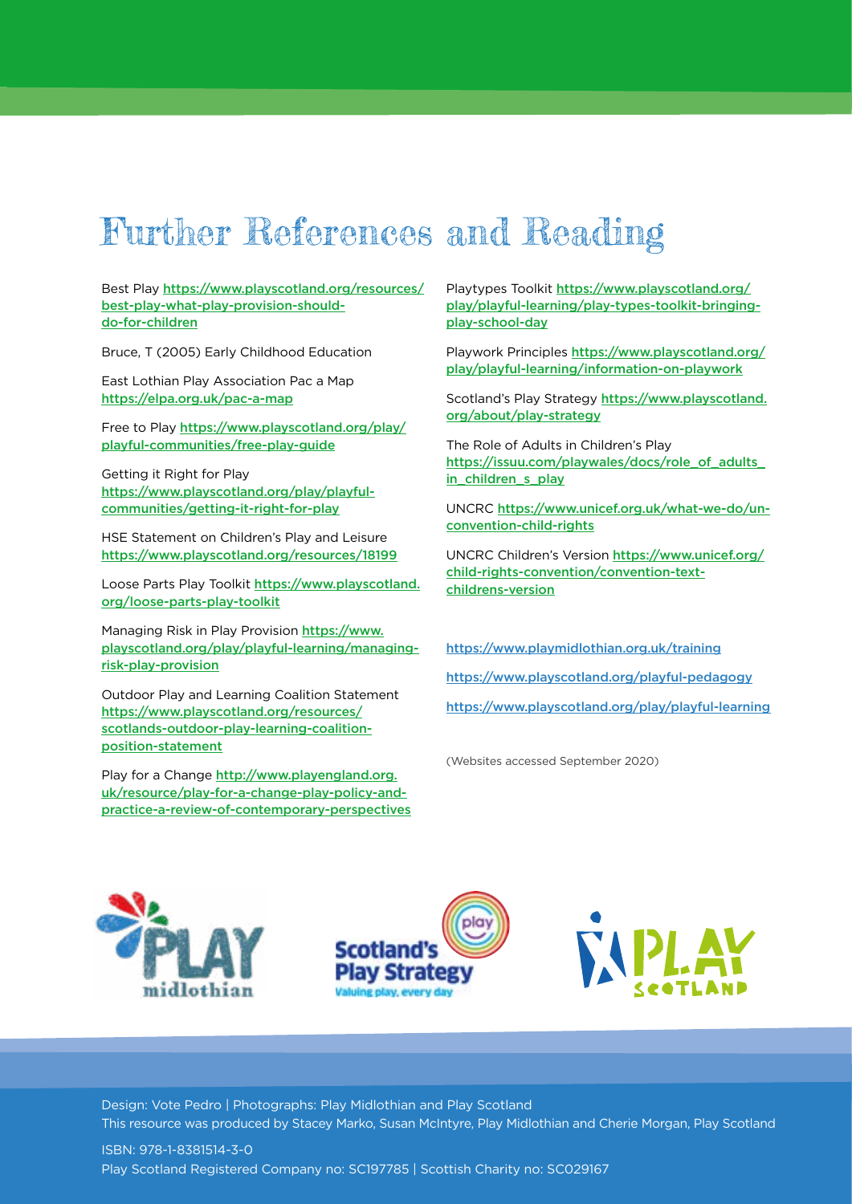# Further References and Reading

Best Play https://www.playscotland.org/resources/best-play-what-play-provision-should-do-for-children

Bruce, T (2005) Early Childhood Education

East Lothian Play Association Pac a Map https://elpa.org.uk/pac-a-map

Free to Play https://www.playscotland.org/play/playful-communities/free-play-guide

Getting it Right for Play https://www.playscotland.org/play/playful-communities/getting-it-right-for-play

HSE Statement on Children's Play and Leisure https://www.playscotland.org/resources/18199

Loose Parts Play Toolkit https://www.playscotland.org/loose-parts-play-toolkit

Managing Risk in Play Provision https://www.playscotland.org/play/playful-learning/managing-risk-play-provision

Outdoor Play and Learning Coalition Statement https://www.playscotland.org/resources/scotlands-outdoor-play-learning-coalition-position-statement

Play for a Change http://www.playengland.org.uk/resource/play-for-a-change-play-policy-and-practice-a-review-of-contemporary-perspectives

Playtypes Toolkit https://www.playscotland.org/play/playful-learning/play-types-toolkit-bringing-play-school-day

Playwork Principles https://www.playscotland.org/play/playful-learning/information-on-playwork

Scotland's Play Strategy https://www.playscotland.org/about/play-strategy

The Role of Adults in Children's Play https://issuu.com/playwales/docs/role_of_adults_in_children_s_play

UNCRC https://www.unicef.org.uk/what-we-do/un-convention-child-rights

UNCRC Children's Version https://www.unicef.org/child-rights-convention/convention-text-childrens-version

https://www.playmidlothian.org.uk/training

https://www.playscotland.org/playful-pedagogy

https://www.playscotland.org/play/playful-learning

(Websites accessed September 2020)

Design: Vote Pedro | Photographs: Play Midlothian and Play Scotland
This resource was produced by Stacey Marko, Susan McIntyre, Play Midlothian and Cherie Morgan, Play Scotland

ISBN: 978-1-8381514-3-0
Play Scotland Registered Company no: SC197785 | Scottish Charity no: SC029167